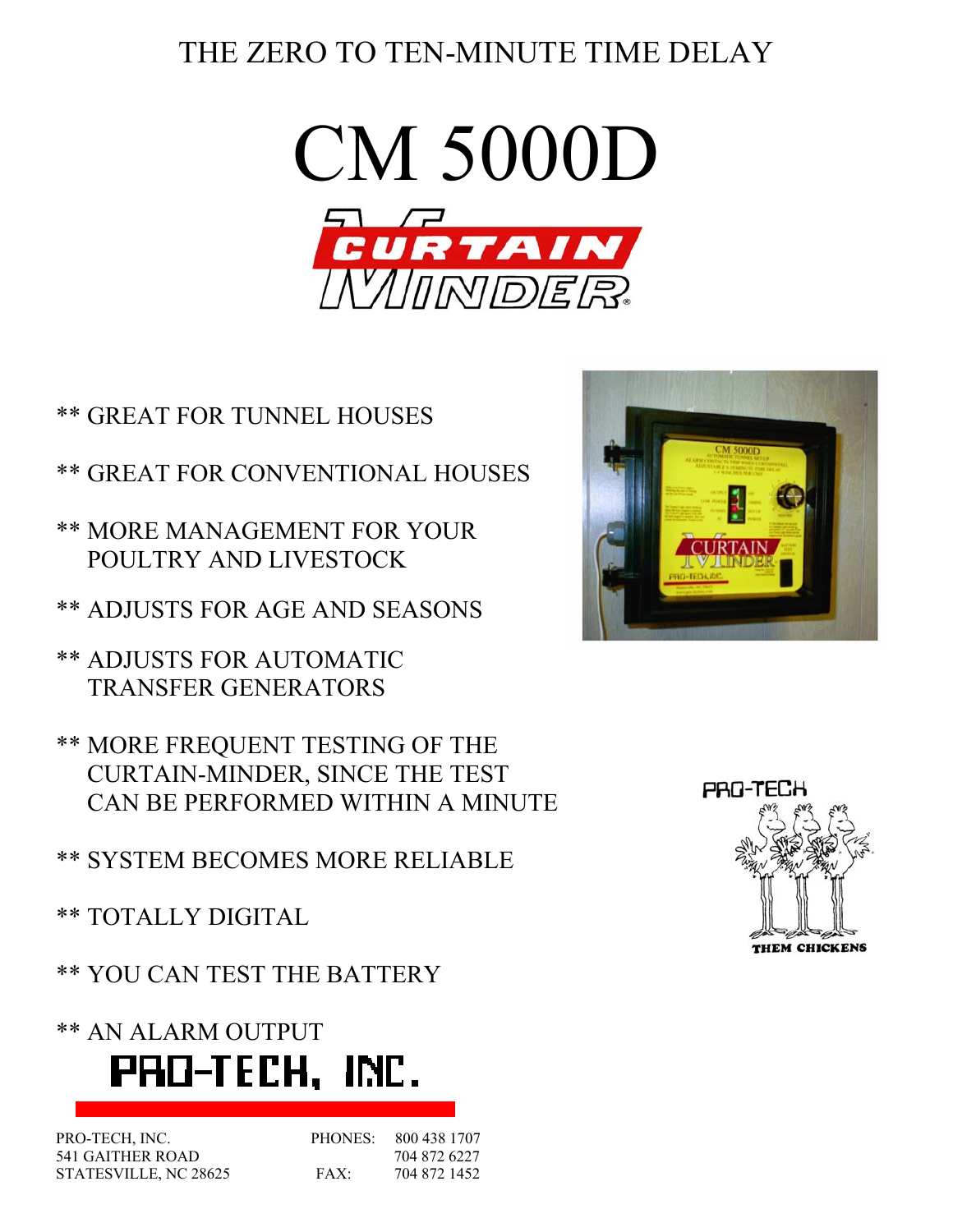THE ZERO TO TEN-MINUTE TIME DELAY

# CM 5000D

CURTAIN MINDER®

- ** GREAT FOR TUNNEL HOUSES
- ** GREAT FOR CONVENTIONAL HOUSES
- ** MORE MANAGEMENT FOR YOUR POULTRY AND LIVESTOCK
- ** ADJUSTS FOR AGE AND SEASONS
- ** ADJUSTS FOR AUTOMATIC TRANSFER GENERATORS
- ** MORE FREQUENT TESTING OF THE CURTAIN-MINDER, SINCE THE TEST CAN BE PERFORMED WITHIN A MINUTE
- ** SYSTEM BECOMES MORE RELIABLE
- ** TOTALLY DIGITAL
- ** YOU CAN TEST THE BATTERY
- ** AN ALARM OUTPUT

PRO-TECH

THEM CHICKENS

## PRO-TECH, INC.

PRO-TECH, INC.
541 GAITHER ROAD
STATESVILLE, NC 28625

PHONES: 800 438 1707
704 872 6227
FAX: 704 872 1452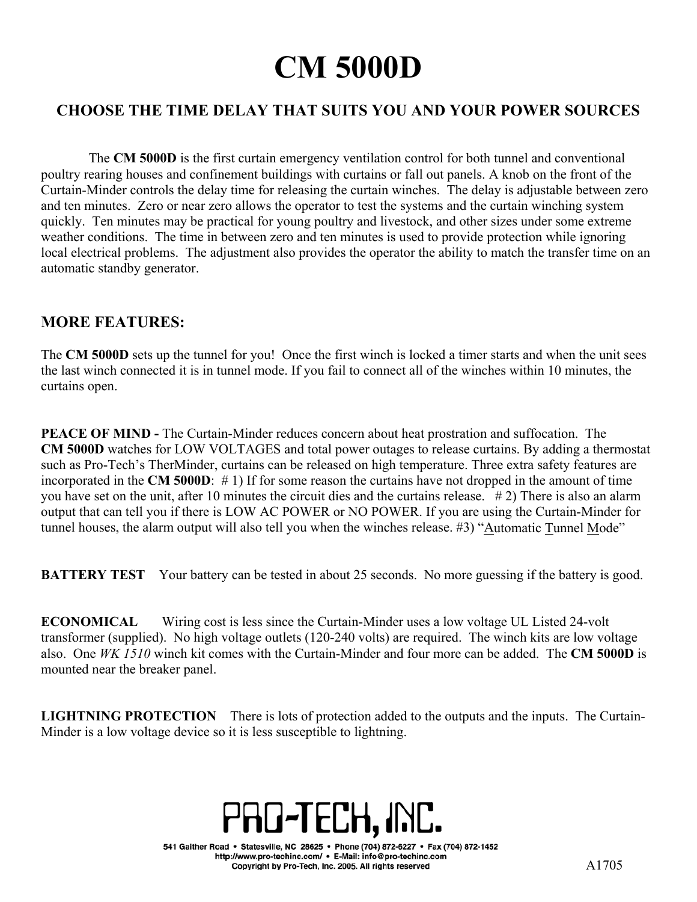# CM 5000D

## CHOOSE THE TIME DELAY THAT SUITS YOU AND YOUR POWER SOURCES

The **CM 5000D** is the first curtain emergency ventilation control for both tunnel and conventional poultry rearing houses and confinement buildings with curtains or fall out panels. A knob on the front of the Curtain-Minder controls the delay time for releasing the curtain winches. The delay is adjustable between zero and ten minutes. Zero or near zero allows the operator to test the systems and the curtain winching system quickly. Ten minutes may be practical for young poultry and livestock, and other sizes under some extreme weather conditions. The time in between zero and ten minutes is used to provide protection while ignoring local electrical problems. The adjustment also provides the operator the ability to match the transfer time on an automatic standby generator.

## MORE FEATURES:

The **CM 5000D** sets up the tunnel for you! Once the first winch is locked a timer starts and when the unit sees the last winch connected it is in tunnel mode. If you fail to connect all of the winches within 10 minutes, the curtains open.

**PEACE OF MIND -** The Curtain-Minder reduces concern about heat prostration and suffocation. The **CM 5000D** watches for LOW VOLTAGES and total power outages to release curtains. By adding a thermostat such as Pro-Tech's TherMinder, curtains can be released on high temperature. Three extra safety features are incorporated in the **CM 5000D**: # 1) If for some reason the curtains have not dropped in the amount of time you have set on the unit, after 10 minutes the circuit dies and the curtains release. # 2) There is also an alarm output that can tell you if there is LOW AC POWER or NO POWER. If you are using the Curtain-Minder for tunnel houses, the alarm output will also tell you when the winches release. #3) "Automatic Tunnel Mode"

**BATTERY TEST** Your battery can be tested in about 25 seconds. No more guessing if the battery is good.

**ECONOMICAL** Wiring cost is less since the Curtain-Minder uses a low voltage UL Listed 24-volt transformer (supplied). No high voltage outlets (120-240 volts) are required. The winch kits are low voltage also. One *WK 1510* winch kit comes with the Curtain-Minder and four more can be added. The **CM 5000D** is mounted near the breaker panel.

**LIGHTNING PROTECTION** There is lots of protection added to the outputs and the inputs. The Curtain-Minder is a low voltage device so it is less susceptible to lightning.

PRO-TECH, INC.

541 Gaither Road • Statesville, NC 28625 • Phone (704) 872-6227 • Fax (704) 872-1452
http://www.pro-techinc.com/ • E-Mail: info@pro-techinc.com
Copyright by Pro-Tech, Inc. 2005. All rights reserved

A1705